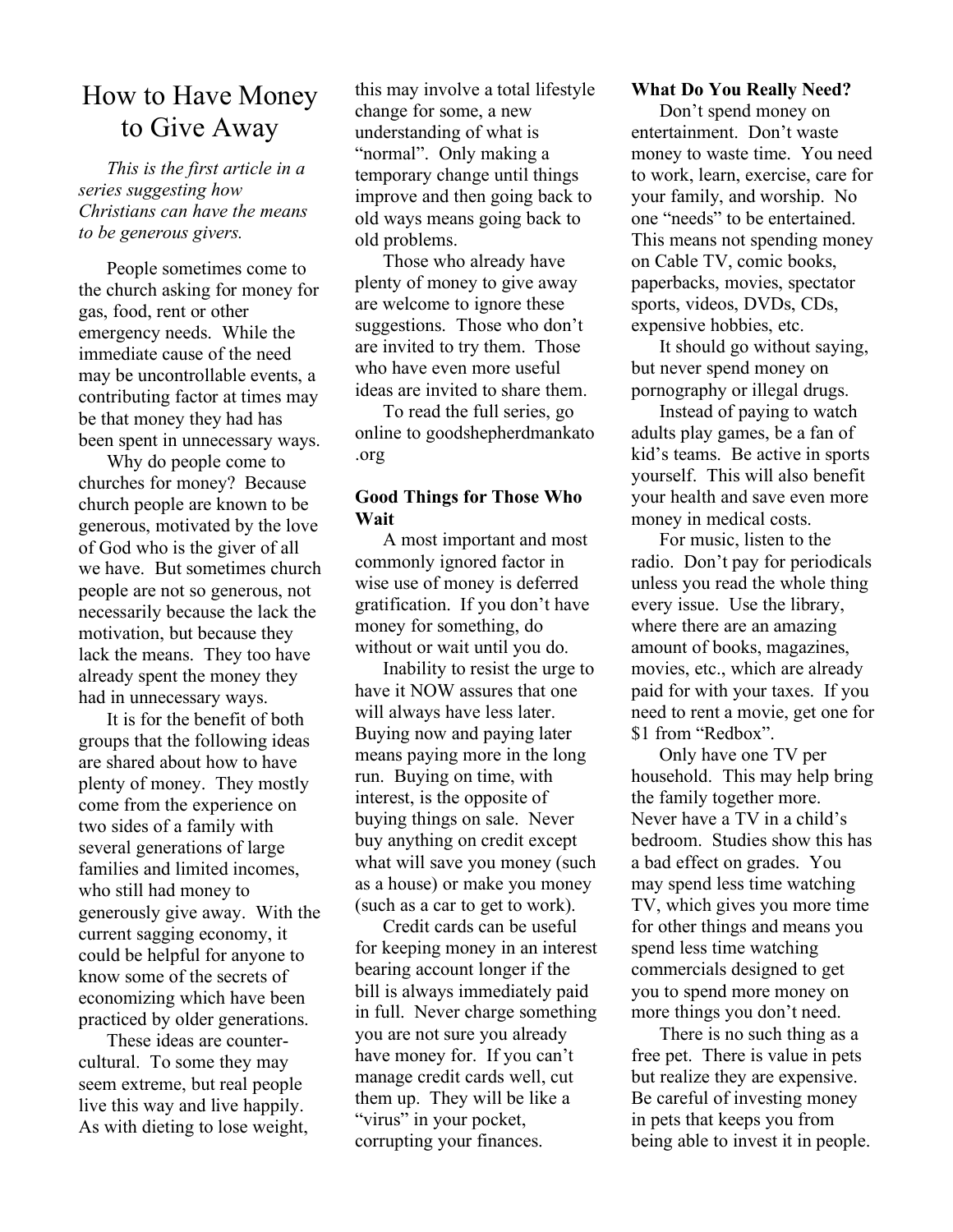# How to Have Money to Give Away

*This is the first article in a series suggesting how Christians can have the means to be generous givers.*

People sometimes come to the church asking for money for gas, food, rent or other emergency needs. While the immediate cause of the need may be uncontrollable events, a contributing factor at times may be that money they had has been spent in unnecessary ways.

Why do people come to churches for money? Because church people are known to be generous, motivated by the love of God who is the giver of all we have. But sometimes church people are not so generous, not necessarily because the lack the motivation, but because they lack the means. They too have already spent the money they had in unnecessary ways.

It is for the benefit of both groups that the following ideas are shared about how to have plenty of money. They mostly come from the experience on two sides of a family with several generations of large families and limited incomes, who still had money to generously give away. With the current sagging economy, it could be helpful for anyone to know some of the secrets of economizing which have been practiced by older generations.

These ideas are counter-cultural. To some they may seem extreme, but real people live this way and live happily. As with dieting to lose weight, this may involve a total lifestyle change for some, a new understanding of what is "normal". Only making a temporary change until things improve and then going back to old ways means going back to old problems.

Those who already have plenty of money to give away are welcome to ignore these suggestions. Those who don't are invited to try them. Those who have even more useful ideas are invited to share them.

To read the full series, go online to goodshepherdmankato.org

**Good Things for Those Who Wait**

A most important and most commonly ignored factor in wise use of money is deferred gratification. If you don't have money for something, do without or wait until you do.

Inability to resist the urge to have it NOW assures that one will always have less later. Buying now and paying later means paying more in the long run. Buying on time, with interest, is the opposite of buying things on sale. Never buy anything on credit except what will save you money (such as a house) or make you money (such as a car to get to work).

Credit cards can be useful for keeping money in an interest bearing account longer if the bill is always immediately paid in full. Never charge something you are not sure you already have money for. If you can't manage credit cards well, cut them up. They will be like a "virus" in your pocket, corrupting your finances.

**What Do You Really Need?**

Don't spend money on entertainment. Don't waste money to waste time. You need to work, learn, exercise, care for your family, and worship. No one "needs" to be entertained. This means not spending money on Cable TV, comic books, paperbacks, movies, spectator sports, videos, DVDs, CDs, expensive hobbies, etc.

It should go without saying, but never spend money on pornography or illegal drugs.

Instead of paying to watch adults play games, be a fan of kid's teams. Be active in sports yourself. This will also benefit your health and save even more money in medical costs.

For music, listen to the radio. Don't pay for periodicals unless you read the whole thing every issue. Use the library, where there are an amazing amount of books, magazines, movies, etc., which are already paid for with your taxes. If you need to rent a movie, get one for $1 from "Redbox".

Only have one TV per household. This may help bring the family together more. Never have a TV in a child's bedroom. Studies show this has a bad effect on grades. You may spend less time watching TV, which gives you more time for other things and means you spend less time watching commercials designed to get you to spend more money on more things you don't need.

There is no such thing as a free pet. There is value in pets but realize they are expensive. Be careful of investing money in pets that keeps you from being able to invest it in people.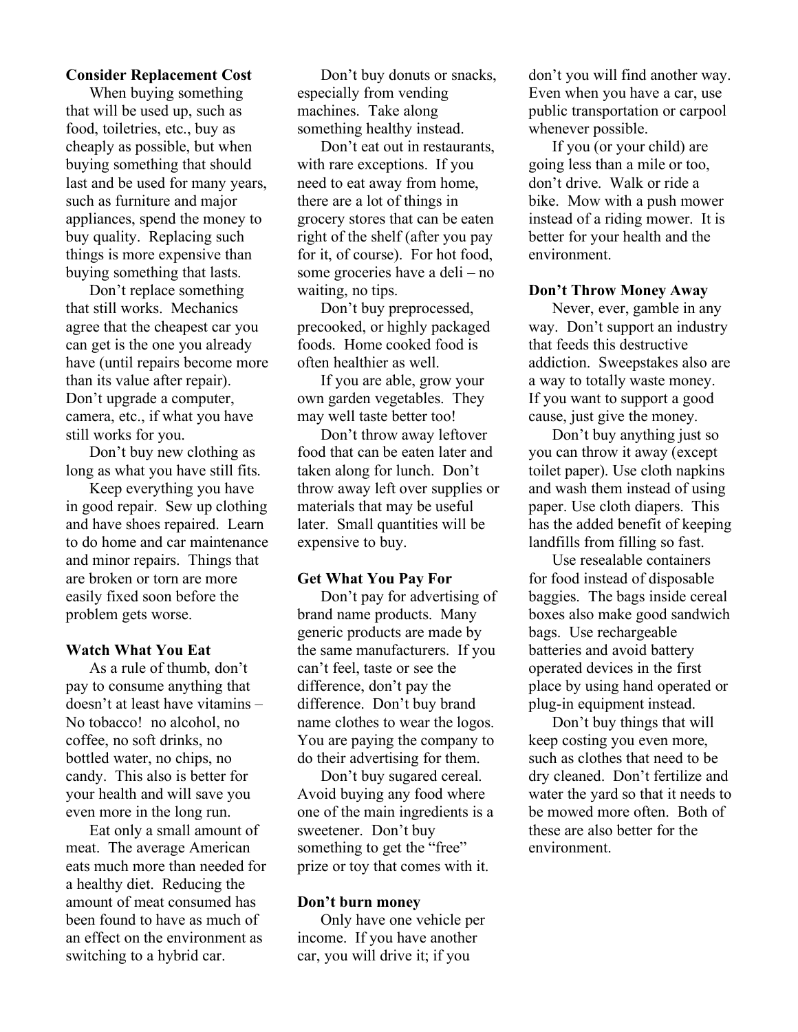**Consider Replacement Cost**

When buying something that will be used up, such as food, toiletries, etc., buy as cheaply as possible, but when buying something that should last and be used for many years, such as furniture and major appliances, spend the money to buy quality. Replacing such things is more expensive than buying something that lasts.

Don't replace something that still works. Mechanics agree that the cheapest car you can get is the one you already have (until repairs become more than its value after repair). Don't upgrade a computer, camera, etc., if what you have still works for you.

Don't buy new clothing as long as what you have still fits.

Keep everything you have in good repair. Sew up clothing and have shoes repaired. Learn to do home and car maintenance and minor repairs. Things that are broken or torn are more easily fixed soon before the problem gets worse.

**Watch What You Eat**

As a rule of thumb, don't pay to consume anything that doesn't at least have vitamins – No tobacco! no alcohol, no coffee, no soft drinks, no bottled water, no chips, no candy. This also is better for your health and will save you even more in the long run.

Eat only a small amount of meat. The average American eats much more than needed for a healthy diet. Reducing the amount of meat consumed has been found to have as much of an effect on the environment as switching to a hybrid car.

Don't buy donuts or snacks, especially from vending machines. Take along something healthy instead.

Don't eat out in restaurants, with rare exceptions. If you need to eat away from home, there are a lot of things in grocery stores that can be eaten right of the shelf (after you pay for it, of course). For hot food, some groceries have a deli – no waiting, no tips.

Don't buy preprocessed, precooked, or highly packaged foods. Home cooked food is often healthier as well.

If you are able, grow your own garden vegetables. They may well taste better too!

Don't throw away leftover food that can be eaten later and taken along for lunch. Don't throw away left over supplies or materials that may be useful later. Small quantities will be expensive to buy.

**Get What You Pay For**

Don't pay for advertising of brand name products. Many generic products are made by the same manufacturers. If you can't feel, taste or see the difference, don't pay the difference. Don't buy brand name clothes to wear the logos. You are paying the company to do their advertising for them.

Don't buy sugared cereal. Avoid buying any food where one of the main ingredients is a sweetener. Don't buy something to get the "free" prize or toy that comes with it.

**Don't burn money**

Only have one vehicle per income. If you have another car, you will drive it; if you don't you will find another way. Even when you have a car, use public transportation or carpool whenever possible.

If you (or your child) are going less than a mile or too, don't drive. Walk or ride a bike. Mow with a push mower instead of a riding mower. It is better for your health and the environment.

**Don't Throw Money Away**

Never, ever, gamble in any way. Don't support an industry that feeds this destructive addiction. Sweepstakes also are a way to totally waste money. If you want to support a good cause, just give the money.

Don't buy anything just so you can throw it away (except toilet paper). Use cloth napkins and wash them instead of using paper. Use cloth diapers. This has the added benefit of keeping landfills from filling so fast.

Use resealable containers for food instead of disposable baggies. The bags inside cereal boxes also make good sandwich bags. Use rechargeable batteries and avoid battery operated devices in the first place by using hand operated or plug-in equipment instead.

Don't buy things that will keep costing you even more, such as clothes that need to be dry cleaned. Don't fertilize and water the yard so that it needs to be mowed more often. Both of these are also better for the environment.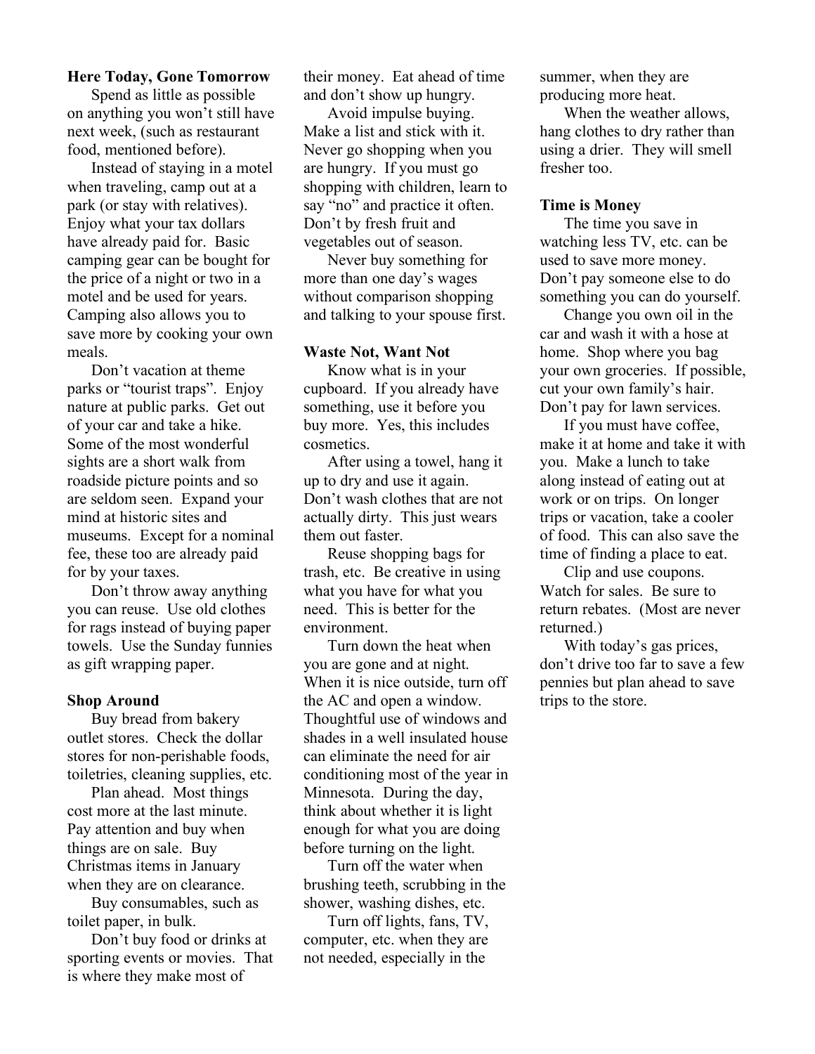**Here Today, Gone Tomorrow**

Spend as little as possible on anything you won't still have next week, (such as restaurant food, mentioned before).

Instead of staying in a motel when traveling, camp out at a park (or stay with relatives). Enjoy what your tax dollars have already paid for. Basic camping gear can be bought for the price of a night or two in a motel and be used for years. Camping also allows you to save more by cooking your own meals.

Don't vacation at theme parks or "tourist traps". Enjoy nature at public parks. Get out of your car and take a hike. Some of the most wonderful sights are a short walk from roadside picture points and so are seldom seen. Expand your mind at historic sites and museums. Except for a nominal fee, these too are already paid for by your taxes.

Don't throw away anything you can reuse. Use old clothes for rags instead of buying paper towels. Use the Sunday funnies as gift wrapping paper.

**Shop Around**

Buy bread from bakery outlet stores. Check the dollar stores for non-perishable foods, toiletries, cleaning supplies, etc.

Plan ahead. Most things cost more at the last minute. Pay attention and buy when things are on sale. Buy Christmas items in January when they are on clearance.

Buy consumables, such as toilet paper, in bulk.

Don't buy food or drinks at sporting events or movies. That is where they make most of their money. Eat ahead of time and don't show up hungry.

Avoid impulse buying. Make a list and stick with it. Never go shopping when you are hungry. If you must go shopping with children, learn to say "no" and practice it often. Don't by fresh fruit and vegetables out of season.

Never buy something for more than one day's wages without comparison shopping and talking to your spouse first.

**Waste Not, Want Not**

Know what is in your cupboard. If you already have something, use it before you buy more. Yes, this includes cosmetics.

After using a towel, hang it up to dry and use it again. Don't wash clothes that are not actually dirty. This just wears them out faster.

Reuse shopping bags for trash, etc. Be creative in using what you have for what you need. This is better for the environment.

Turn down the heat when you are gone and at night. When it is nice outside, turn off the AC and open a window. Thoughtful use of windows and shades in a well insulated house can eliminate the need for air conditioning most of the year in Minnesota. During the day, think about whether it is light enough for what you are doing before turning on the light.

Turn off the water when brushing teeth, scrubbing in the shower, washing dishes, etc.

Turn off lights, fans, TV, computer, etc. when they are not needed, especially in the summer, when they are producing more heat.

When the weather allows, hang clothes to dry rather than using a drier. They will smell fresher too.

**Time is Money**

The time you save in watching less TV, etc. can be used to save more money. Don't pay someone else to do something you can do yourself.

Change you own oil in the car and wash it with a hose at home. Shop where you bag your own groceries. If possible, cut your own family's hair. Don't pay for lawn services.

If you must have coffee, make it at home and take it with you. Make a lunch to take along instead of eating out at work or on trips. On longer trips or vacation, take a cooler of food. This can also save the time of finding a place to eat.

Clip and use coupons. Watch for sales. Be sure to return rebates. (Most are never returned.)

With today's gas prices, don't drive too far to save a few pennies but plan ahead to save trips to the store.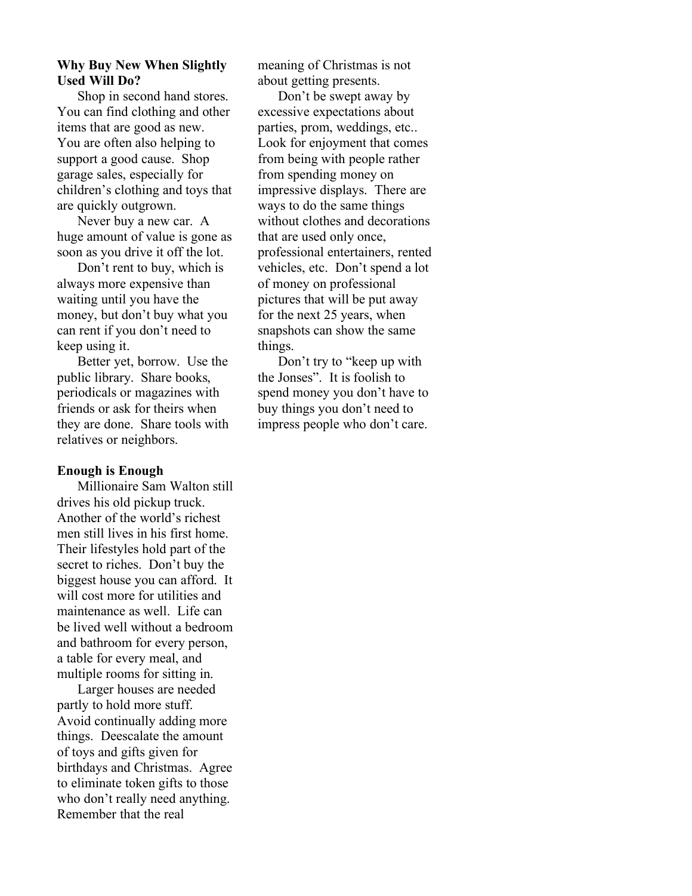**Why Buy New When Slightly Used Will Do?**

Shop in second hand stores. You can find clothing and other items that are good as new. You are often also helping to support a good cause. Shop garage sales, especially for children's clothing and toys that are quickly outgrown.

Never buy a new car. A huge amount of value is gone as soon as you drive it off the lot.

Don't rent to buy, which is always more expensive than waiting until you have the money, but don't buy what you can rent if you don't need to keep using it.

Better yet, borrow. Use the public library. Share books, periodicals or magazines with friends or ask for theirs when they are done. Share tools with relatives or neighbors.

**Enough is Enough**

Millionaire Sam Walton still drives his old pickup truck. Another of the world's richest men still lives in his first home. Their lifestyles hold part of the secret to riches. Don't buy the biggest house you can afford. It will cost more for utilities and maintenance as well. Life can be lived well without a bedroom and bathroom for every person, a table for every meal, and multiple rooms for sitting in.

Larger houses are needed partly to hold more stuff. Avoid continually adding more things. Deescalate the amount of toys and gifts given for birthdays and Christmas. Agree to eliminate token gifts to those who don't really need anything. Remember that the real meaning of Christmas is not about getting presents.

Don't be swept away by excessive expectations about parties, prom, weddings, etc.. Look for enjoyment that comes from being with people rather from spending money on impressive displays. There are ways to do the same things without clothes and decorations that are used only once, professional entertainers, rented vehicles, etc. Don't spend a lot of money on professional pictures that will be put away for the next 25 years, when snapshots can show the same things.

Don't try to "keep up with the Jonses". It is foolish to spend money you don't have to buy things you don't need to impress people who don't care.